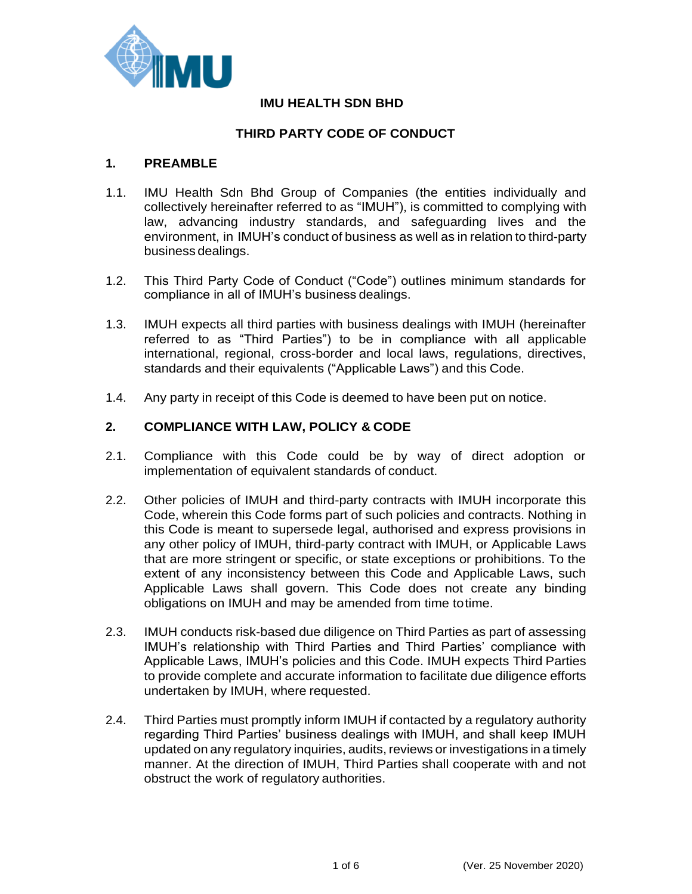# IMU HEALTH SDN BHD

## THIRD PARTY CODE OF CONDUCT

### 1. PREAMBLE

1.1. IMU Health Sdn Bhd Group of Companies (the entities individually and collectively hereinafter referred to as "IMUH"), is committed to complying with law, advancing industry standards, and safeguarding lives and the environment, in IMUH's conduct of business as well as in relation to third-party business dealings.

1.2. This Third Party Code of Conduct ("Code") outlines minimum standards for compliance in all of IMUH's business dealings.

1.3. IMUH expects all third parties with business dealings with IMUH (hereinafter referred to as "Third Parties") to be in compliance with all applicable international, regional, cross-border and local laws, regulations, directives, standards and their equivalents ("Applicable Laws") and this Code.

1.4. Any party in receipt of this Code is deemed to have been put on notice.

### 2. COMPLIANCE WITH LAW, POLICY & CODE

2.1. Compliance with this Code could be by way of direct adoption or implementation of equivalent standards of conduct.

2.2. Other policies of IMUH and third-party contracts with IMUH incorporate this Code, wherein this Code forms part of such policies and contracts. Nothing in this Code is meant to supersede legal, authorised and express provisions in any other policy of IMUH, third-party contract with IMUH, or Applicable Laws that are more stringent or specific, or state exceptions or prohibitions. To the extent of any inconsistency between this Code and Applicable Laws, such Applicable Laws shall govern. This Code does not create any binding obligations on IMUH and may be amended from time to time.

2.3. IMUH conducts risk-based due diligence on Third Parties as part of assessing IMUH's relationship with Third Parties and Third Parties' compliance with Applicable Laws, IMUH's policies and this Code. IMUH expects Third Parties to provide complete and accurate information to facilitate due diligence efforts undertaken by IMUH, where requested.

2.4. Third Parties must promptly inform IMUH if contacted by a regulatory authority regarding Third Parties' business dealings with IMUH, and shall keep IMUH updated on any regulatory inquiries, audits, reviews or investigations in a timely manner. At the direction of IMUH, Third Parties shall cooperate with and not obstruct the work of regulatory authorities.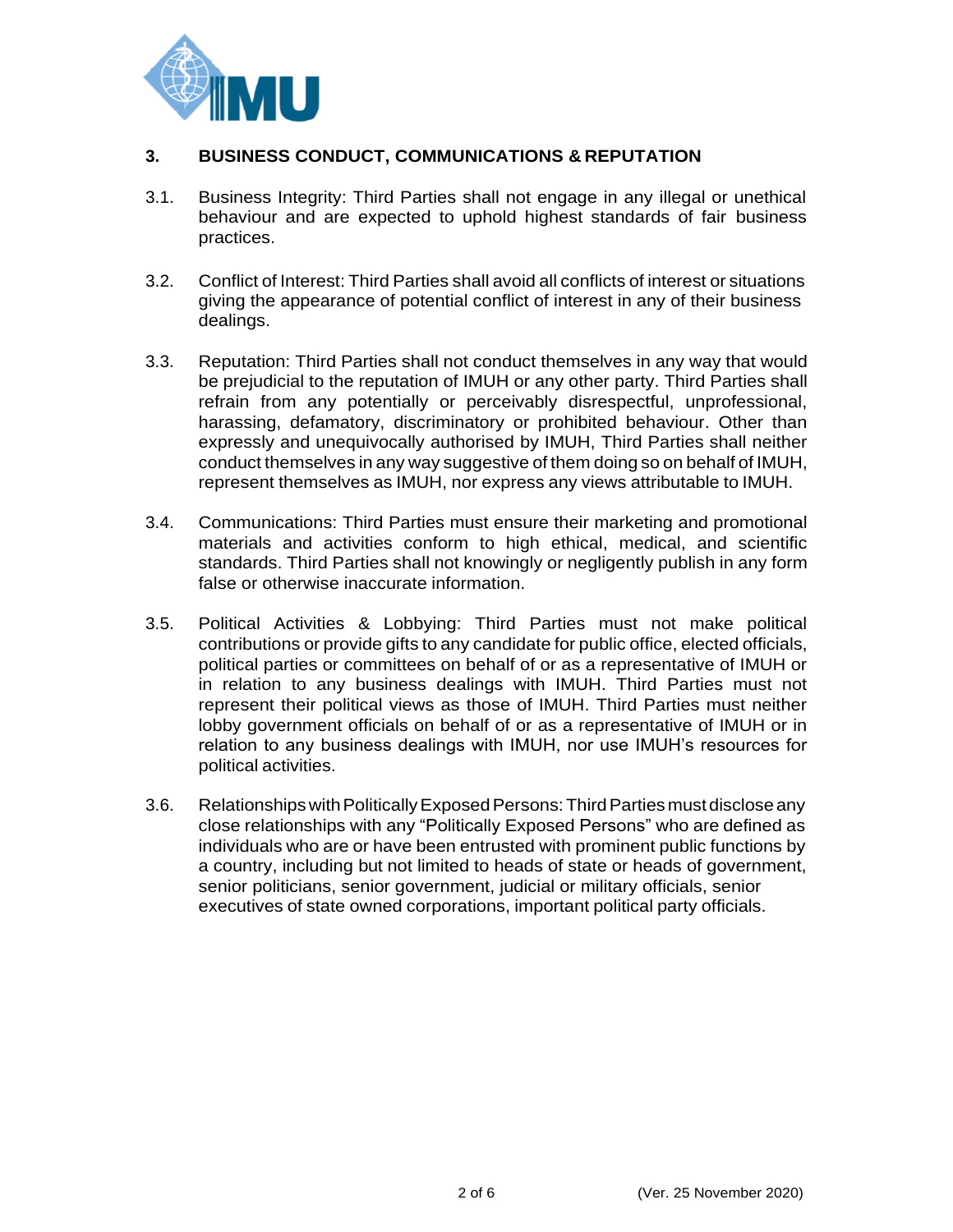## 3. BUSINESS CONDUCT, COMMUNICATIONS & REPUTATION

3.1. Business Integrity: Third Parties shall not engage in any illegal or unethical behaviour and are expected to uphold highest standards of fair business practices.

3.2. Conflict of Interest: Third Parties shall avoid all conflicts of interest or situations giving the appearance of potential conflict of interest in any of their business dealings.

3.3. Reputation: Third Parties shall not conduct themselves in any way that would be prejudicial to the reputation of IMUH or any other party. Third Parties shall refrain from any potentially or perceivably disrespectful, unprofessional, harassing, defamatory, discriminatory or prohibited behaviour. Other than expressly and unequivocally authorised by IMUH, Third Parties shall neither conduct themselves in any way suggestive of them doing so on behalf of IMUH, represent themselves as IMUH, nor express any views attributable to IMUH.

3.4. Communications: Third Parties must ensure their marketing and promotional materials and activities conform to high ethical, medical, and scientific standards. Third Parties shall not knowingly or negligently publish in any form false or otherwise inaccurate information.

3.5. Political Activities & Lobbying: Third Parties must not make political contributions or provide gifts to any candidate for public office, elected officials, political parties or committees on behalf of or as a representative of IMUH or in relation to any business dealings with IMUH. Third Parties must not represent their political views as those of IMUH. Third Parties must neither lobby government officials on behalf of or as a representative of IMUH or in relation to any business dealings with IMUH, nor use IMUH's resources for political activities.

3.6. Relationships with Politically Exposed Persons: Third Parties must disclose any close relationships with any "Politically Exposed Persons" who are defined as individuals who are or have been entrusted with prominent public functions by a country, including but not limited to heads of state or heads of government, senior politicians, senior government, judicial or military officials, senior executives of state owned corporations, important political party officials.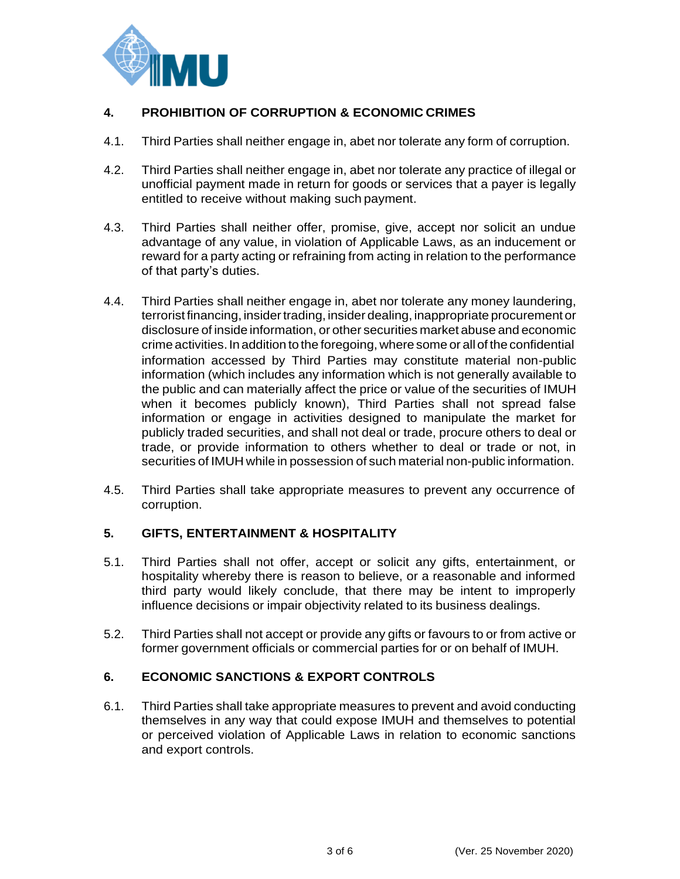## 4. PROHIBITION OF CORRUPTION & ECONOMIC CRIMES

4.1. Third Parties shall neither engage in, abet nor tolerate any form of corruption.

4.2. Third Parties shall neither engage in, abet nor tolerate any practice of illegal or unofficial payment made in return for goods or services that a payer is legally entitled to receive without making such payment.

4.3. Third Parties shall neither offer, promise, give, accept nor solicit an undue advantage of any value, in violation of Applicable Laws, as an inducement or reward for a party acting or refraining from acting in relation to the performance of that party's duties.

4.4. Third Parties shall neither engage in, abet nor tolerate any money laundering, terrorist financing, insider trading, insider dealing, inappropriate procurement or disclosure of inside information, or other securities market abuse and economic crime activities. In addition to the foregoing, where some or all of the confidential information accessed by Third Parties may constitute material non-public information (which includes any information which is not generally available to the public and can materially affect the price or value of the securities of IMUH when it becomes publicly known), Third Parties shall not spread false information or engage in activities designed to manipulate the market for publicly traded securities, and shall not deal or trade, procure others to deal or trade, or provide information to others whether to deal or trade or not, in securities of IMUH while in possession of such material non-public information.

4.5. Third Parties shall take appropriate measures to prevent any occurrence of corruption.

## 5. GIFTS, ENTERTAINMENT & HOSPITALITY

5.1. Third Parties shall not offer, accept or solicit any gifts, entertainment, or hospitality whereby there is reason to believe, or a reasonable and informed third party would likely conclude, that there may be intent to improperly influence decisions or impair objectivity related to its business dealings.

5.2. Third Parties shall not accept or provide any gifts or favours to or from active or former government officials or commercial parties for or on behalf of IMUH.

## 6. ECONOMIC SANCTIONS & EXPORT CONTROLS

6.1. Third Parties shall take appropriate measures to prevent and avoid conducting themselves in any way that could expose IMUH and themselves to potential or perceived violation of Applicable Laws in relation to economic sanctions and export controls.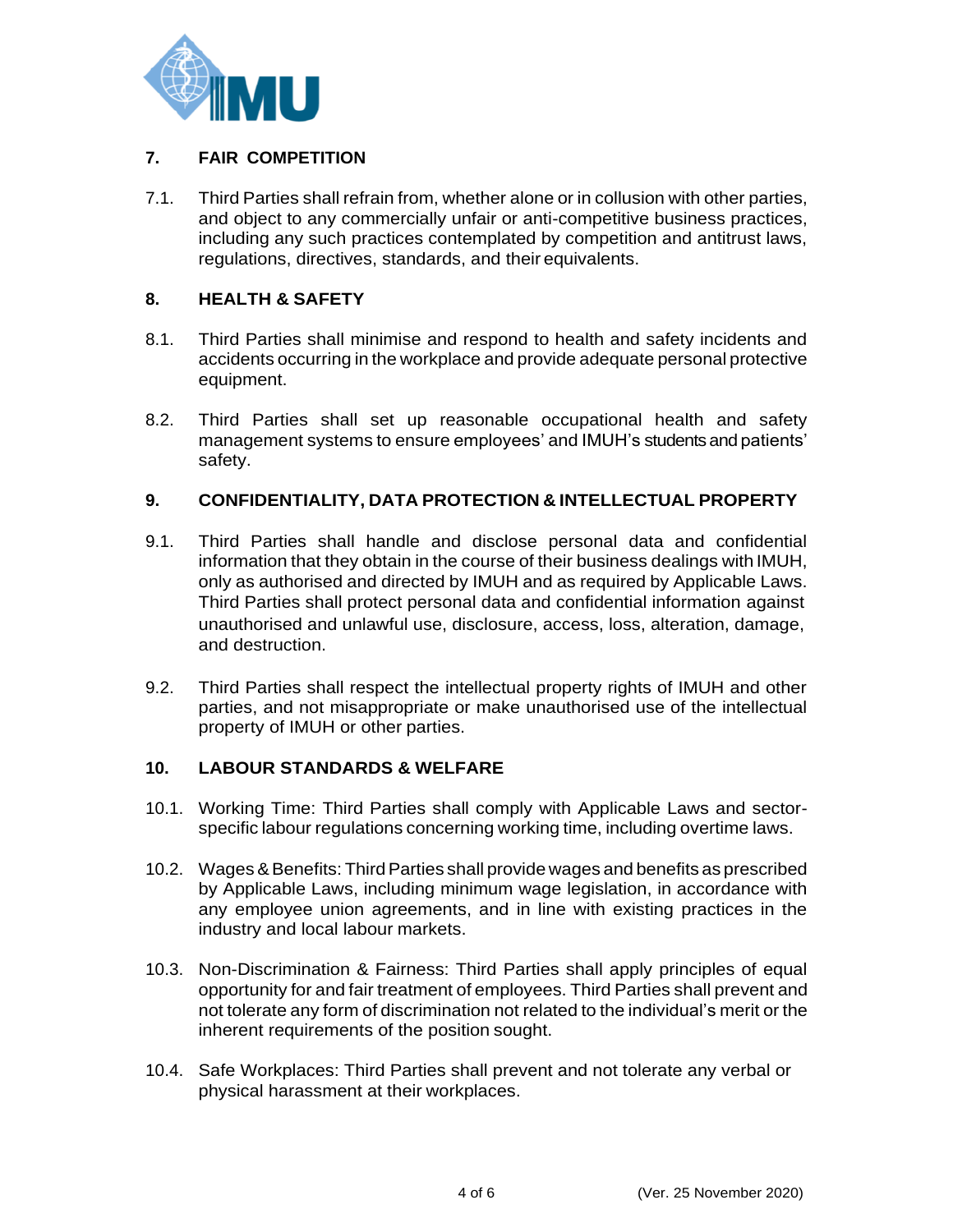## 7. FAIR COMPETITION

7.1. Third Parties shall refrain from, whether alone or in collusion with other parties, and object to any commercially unfair or anti-competitive business practices, including any such practices contemplated by competition and antitrust laws, regulations, directives, standards, and their equivalents.

## 8. HEALTH & SAFETY

8.1. Third Parties shall minimise and respond to health and safety incidents and accidents occurring in the workplace and provide adequate personal protective equipment.

8.2. Third Parties shall set up reasonable occupational health and safety management systems to ensure employees' and IMUH's students and patients' safety.

## 9. CONFIDENTIALITY, DATA PROTECTION & INTELLECTUAL PROPERTY

9.1. Third Parties shall handle and disclose personal data and confidential information that they obtain in the course of their business dealings with IMUH, only as authorised and directed by IMUH and as required by Applicable Laws. Third Parties shall protect personal data and confidential information against unauthorised and unlawful use, disclosure, access, loss, alteration, damage, and destruction.

9.2. Third Parties shall respect the intellectual property rights of IMUH and other parties, and not misappropriate or make unauthorised use of the intellectual property of IMUH or other parties.

## 10. LABOUR STANDARDS & WELFARE

10.1. Working Time: Third Parties shall comply with Applicable Laws and sector-specific labour regulations concerning working time, including overtime laws.

10.2. Wages & Benefits: Third Parties shall provide wages and benefits as prescribed by Applicable Laws, including minimum wage legislation, in accordance with any employee union agreements, and in line with existing practices in the industry and local labour markets.

10.3. Non-Discrimination & Fairness: Third Parties shall apply principles of equal opportunity for and fair treatment of employees. Third Parties shall prevent and not tolerate any form of discrimination not related to the individual's merit or the inherent requirements of the position sought.

10.4. Safe Workplaces: Third Parties shall prevent and not tolerate any verbal or physical harassment at their workplaces.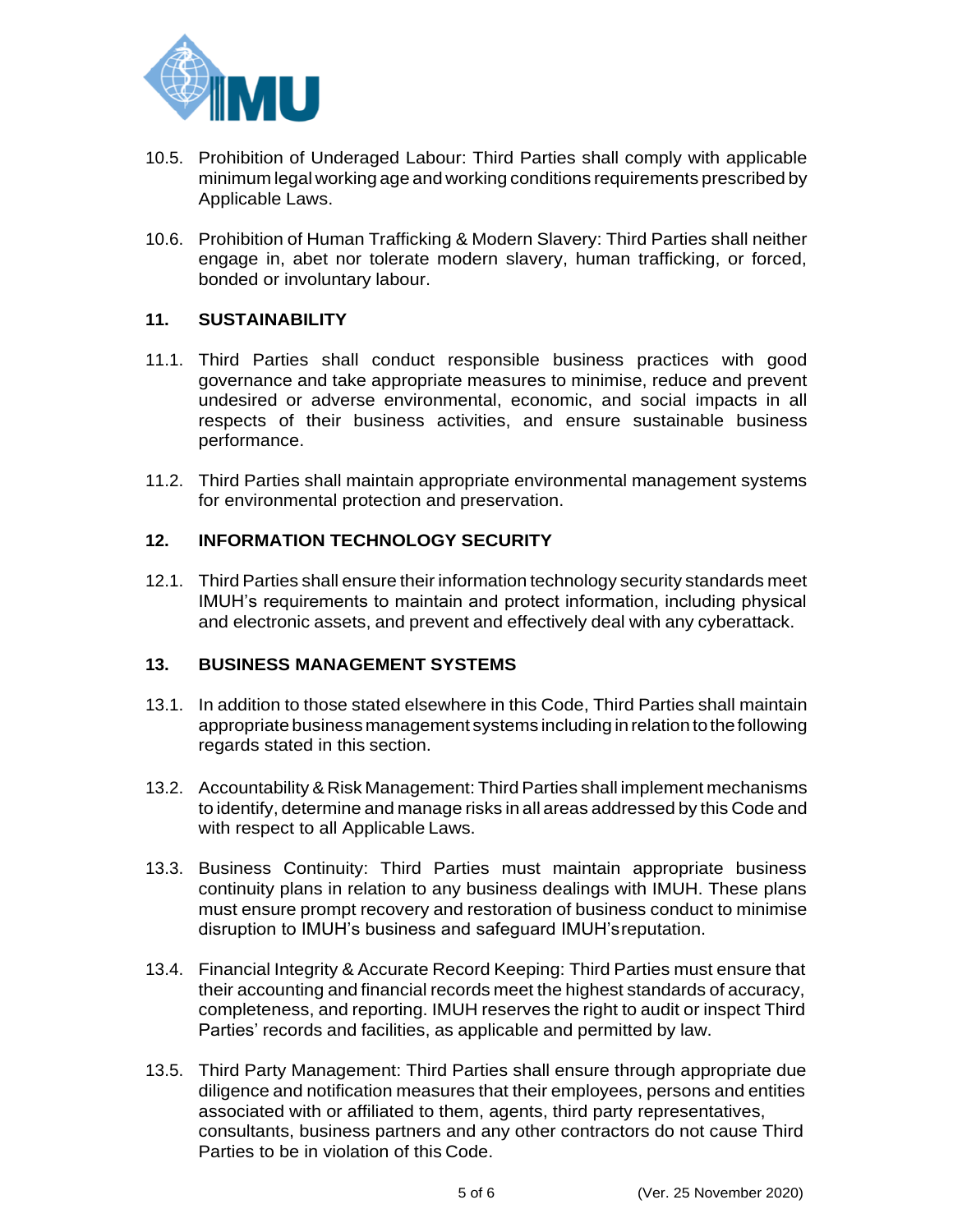10.5. Prohibition of Underaged Labour: Third Parties shall comply with applicable minimum legal working age and working conditions requirements prescribed by Applicable Laws.

10.6. Prohibition of Human Trafficking & Modern Slavery: Third Parties shall neither engage in, abet nor tolerate modern slavery, human trafficking, or forced, bonded or involuntary labour.

## 11. SUSTAINABILITY

11.1. Third Parties shall conduct responsible business practices with good governance and take appropriate measures to minimise, reduce and prevent undesired or adverse environmental, economic, and social impacts in all respects of their business activities, and ensure sustainable business performance.

11.2. Third Parties shall maintain appropriate environmental management systems for environmental protection and preservation.

## 12. INFORMATION TECHNOLOGY SECURITY

12.1. Third Parties shall ensure their information technology security standards meet IMUH's requirements to maintain and protect information, including physical and electronic assets, and prevent and effectively deal with any cyberattack.

## 13. BUSINESS MANAGEMENT SYSTEMS

13.1. In addition to those stated elsewhere in this Code, Third Parties shall maintain appropriate business management systems including in relation to the following regards stated in this section.

13.2. Accountability & Risk Management: Third Parties shall implement mechanisms to identify, determine and manage risks in all areas addressed by this Code and with respect to all Applicable Laws.

13.3. Business Continuity: Third Parties must maintain appropriate business continuity plans in relation to any business dealings with IMUH. These plans must ensure prompt recovery and restoration of business conduct to minimise disruption to IMUH's business and safeguard IMUH's reputation.

13.4. Financial Integrity & Accurate Record Keeping: Third Parties must ensure that their accounting and financial records meet the highest standards of accuracy, completeness, and reporting. IMUH reserves the right to audit or inspect Third Parties' records and facilities, as applicable and permitted by law.

13.5. Third Party Management: Third Parties shall ensure through appropriate due diligence and notification measures that their employees, persons and entities associated with or affiliated to them, agents, third party representatives, consultants, business partners and any other contractors do not cause Third Parties to be in violation of this Code.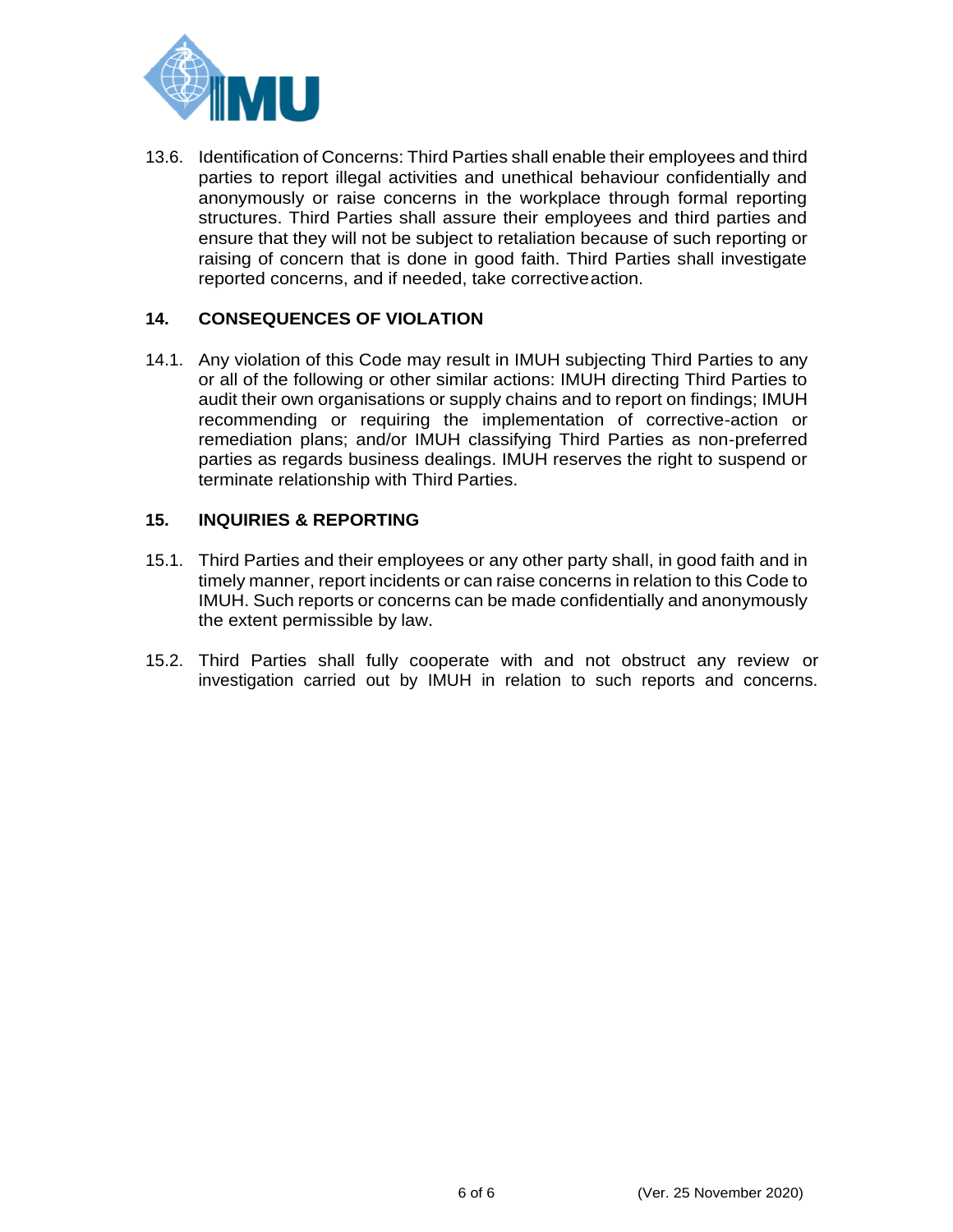13.6. Identification of Concerns: Third Parties shall enable their employees and third parties to report illegal activities and unethical behaviour confidentially and anonymously or raise concerns in the workplace through formal reporting structures. Third Parties shall assure their employees and third parties and ensure that they will not be subject to retaliation because of such reporting or raising of concern that is done in good faith. Third Parties shall investigate reported concerns, and if needed, take correctiveaction.

## 14. CONSEQUENCES OF VIOLATION

14.1. Any violation of this Code may result in IMUH subjecting Third Parties to any or all of the following or other similar actions: IMUH directing Third Parties to audit their own organisations or supply chains and to report on findings; IMUH recommending or requiring the implementation of corrective-action or remediation plans; and/or IMUH classifying Third Parties as non-preferred parties as regards business dealings. IMUH reserves the right to suspend or terminate relationship with Third Parties.

## 15. INQUIRIES & REPORTING

15.1. Third Parties and their employees or any other party shall, in good faith and in timely manner, report incidents or can raise concerns in relation to this Code to IMUH. Such reports or concerns can be made confidentially and anonymously the extent permissible by law.

15.2. Third Parties shall fully cooperate with and not obstruct any review or investigation carried out by IMUH in relation to such reports and concerns.